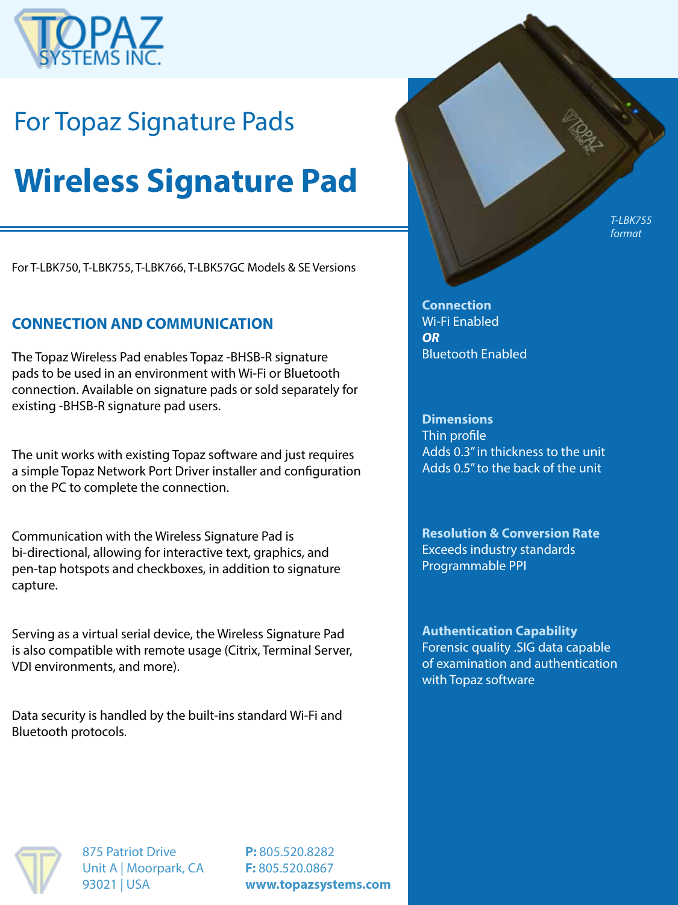TOPAZ SYSTEMS INC.

For Topaz Signature Pads

# Wireless Signature Pad

For T-LBK750, T-LBK755, T-LBK766, T-LBK57GC Models & SE Versions

## CONNECTION AND COMMUNICATION

The Topaz Wireless Pad enables Topaz -BHSB-R signature pads to be used in an environment with Wi-Fi or Bluetooth connection. Available on signature pads or sold separately for existing -BHSB-R signature pad users.

The unit works with existing Topaz software and just requires a simple Topaz Network Port Driver installer and configuration on the PC to complete the connection.

Communication with the Wireless Signature Pad is bi-directional, allowing for interactive text, graphics, and pen-tap hotspots and checkboxes, in addition to signature capture.

Serving as a virtual serial device, the Wireless Signature Pad is also compatible with remote usage (Citrix, Terminal Server, VDI environments, and more).

Data security is handled by the built-ins standard Wi-Fi and Bluetooth protocols.

*T-LBK755 format*

**Connection**
Wi-Fi Enabled
***OR***
Bluetooth Enabled

**Dimensions**
Thin profile
Adds 0.3" in thickness to the unit
Adds 0.5" to the back of the unit

**Resolution & Conversion Rate**
Exceeds industry standards
Programmable PPI

**Authentication Capability**
Forensic quality .SIG data capable of examination and authentication with Topaz software

875 Patriot Drive
Unit A | Moorpark, CA
93021 | USA

**P:** 805.520.8282
**F:** 805.520.0867
**www.topazsystems.com**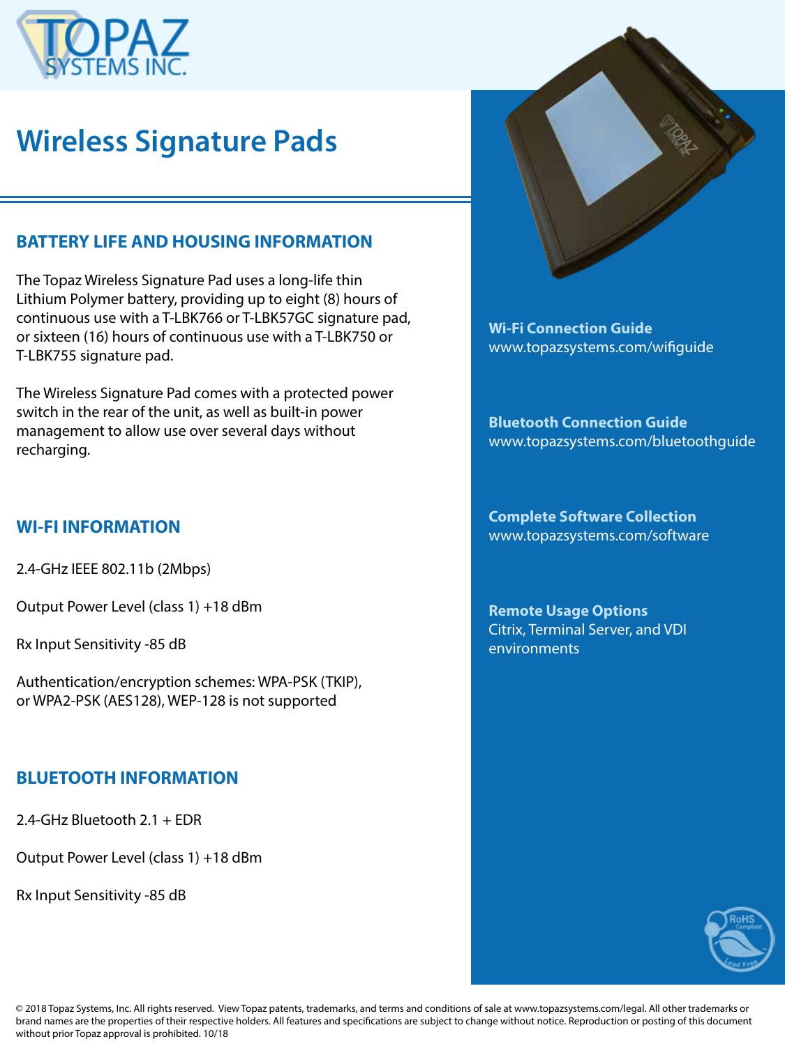# Wireless Signature Pads

## BATTERY LIFE AND HOUSING INFORMATION

The Topaz Wireless Signature Pad uses a long-life thin Lithium Polymer battery, providing up to eight (8) hours of continuous use with a T-LBK766 or T-LBK57GC signature pad, or sixteen (16) hours of continuous use with a T-LBK750 or T-LBK755 signature pad.

The Wireless Signature Pad comes with a protected power switch in the rear of the unit, as well as built-in power management to allow use over several days without recharging.

## WI-FI INFORMATION

2.4-GHz IEEE 802.11b (2Mbps)

Output Power Level (class 1) +18 dBm

Rx Input Sensitivity -85 dB

Authentication/encryption schemes: WPA-PSK (TKIP), or WPA2-PSK (AES128), WEP-128 is not supported

## BLUETOOTH INFORMATION

2.4-GHz Bluetooth 2.1 + EDR

Output Power Level (class 1) +18 dBm

Rx Input Sensitivity -85 dB

**Wi-Fi Connection Guide**
www.topazsystems.com/wifiguide

**Bluetooth Connection Guide**
www.topazsystems.com/bluetoothguide

**Complete Software Collection**
www.topazsystems.com/software

**Remote Usage Options**
Citrix, Terminal Server, and VDI environments

© 2018 Topaz Systems, Inc. All rights reserved. View Topaz patents, trademarks, and terms and conditions of sale at www.topazsystems.com/legal. All other trademarks or brand names are the properties of their respective holders. All features and specifications are subject to change without notice. Reproduction or posting of this document without prior Topaz approval is prohibited. 10/18